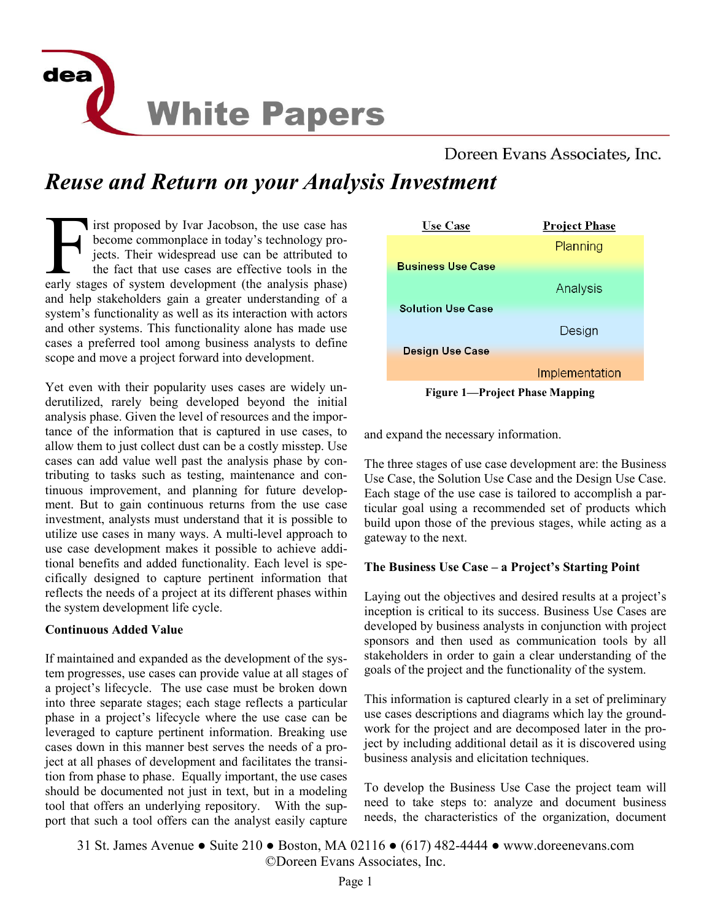# Reuse and Return on your Analysis Investment

First proposed by Ivar Jacobson, the use case has become commonplace in today's technology projects. Their widespread use can be attributed to the fact that use cases are effective tools in the early stages of system development (the analysis phase) and help stakeholders gain a greater understanding of a system's functionality as well as its interaction with actors and other systems. This functionality alone has made use cases a preferred tool among business analysts to define scope and move a project forward into development.

Yet even with their popularity uses cases are widely underutilized, rarely being developed beyond the initial analysis phase. Given the level of resources and the importance of the information that is captured in use cases, to allow them to just collect dust can be a costly misstep. Use cases can add value well past the analysis phase by contributing to tasks such as testing, maintenance and continuous improvement, and planning for future development. But to gain continuous returns from the use case investment, analysts must understand that it is possible to utilize use cases in many ways. A multi-level approach to use case development makes it possible to achieve additional benefits and added functionality. Each level is specifically designed to capture pertinent information that reflects the needs of a project at its different phases within the system development life cycle.

### Continuous Added Value

If maintained and expanded as the development of the system progresses, use cases can provide value at all stages of a project's lifecycle. The use case must be broken down into three separate stages; each stage reflects a particular phase in a project's lifecycle where the use case can be leveraged to capture pertinent information. Breaking use cases down in this manner best serves the needs of a project at all phases of development and facilitates the transition from phase to phase. Equally important, the use cases should be documented not just in text, but in a modeling tool that offers an underlying repository. With the support that such a tool offers can the analyst easily capture and expand the necessary information.

| Use Case | Project Phase |
| --- | --- |
| | Planning |
| Business Use Case | |
| | Analysis |
| Solution Use Case | |
| | Design |
| Design Use Case | |
| | Implementation |

**Figure 1—Project Phase Mapping**

The three stages of use case development are: the Business Use Case, the Solution Use Case and the Design Use Case. Each stage of the use case is tailored to accomplish a particular goal using a recommended set of products which build upon those of the previous stages, while acting as a gateway to the next.

### The Business Use Case – a Project's Starting Point

Laying out the objectives and desired results at a project's inception is critical to its success. Business Use Cases are developed by business analysts in conjunction with project sponsors and then used as communication tools by all stakeholders in order to gain a clear understanding of the goals of the project and the functionality of the system.

This information is captured clearly in a set of preliminary use cases descriptions and diagrams which lay the groundwork for the project and are decomposed later in the project by including additional detail as it is discovered using business analysis and elicitation techniques.

To develop the Business Use Case the project team will need to take steps to: analyze and document business needs, the characteristics of the organization, document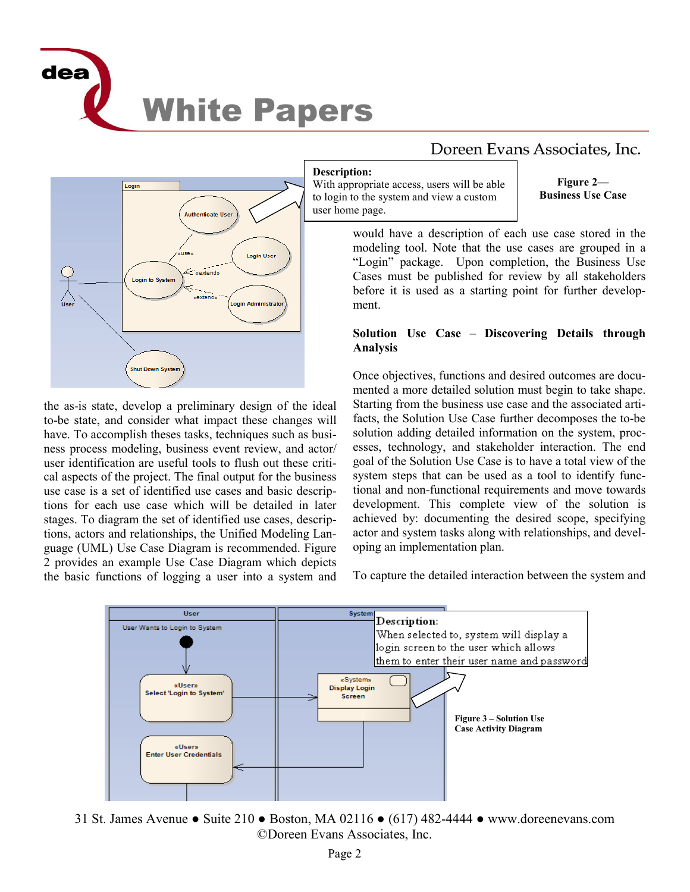the as-is state, develop a preliminary design of the ideal to-be state, and consider what impact these changes will have. To accomplish theses tasks, techniques such as business process modeling, business event review, and actor/user identification are useful tools to flush out these critical aspects of the project. The final output for the business use case is a set of identified use cases and basic descriptions for each use case which will be detailed in later stages. To diagram the set of identified use cases, descriptions, actors and relationships, the Unified Modeling Language (UML) Use Case Diagram is recommended. Figure 2 provides an example Use Case Diagram which depicts the basic functions of logging a user into a system and would have a description of each use case stored in the modeling tool. Note that the use cases are grouped in a "Login" package. Upon completion, the Business Use Cases must be published for review by all stakeholders before it is used as a starting point for further development.

**Description:**
With appropriate access, users will be able to login to the system and view a custom user home page.

**Figure 2— Business Use Case**

**Solution Use Case – Discovering Details through Analysis**

Once objectives, functions and desired outcomes are documented a more detailed solution must begin to take shape. Starting from the business use case and the associated artifacts, the Solution Use Case further decomposes the to-be solution adding detailed information on the system, processes, technology, and stakeholder interaction. The end goal of the Solution Use Case is to have a total view of the system steps that can be used as a tool to identify functional and non-functional requirements and move towards development. This complete view of the solution is achieved by: documenting the desired scope, specifying actor and system tasks along with relationships, and developing an implementation plan.

To capture the detailed interaction between the system and

**Description:**
When selected to, system will display a login screen to the user which allows them to enter their user name and password

**Figure 3 – Solution Use Case Activity Diagram**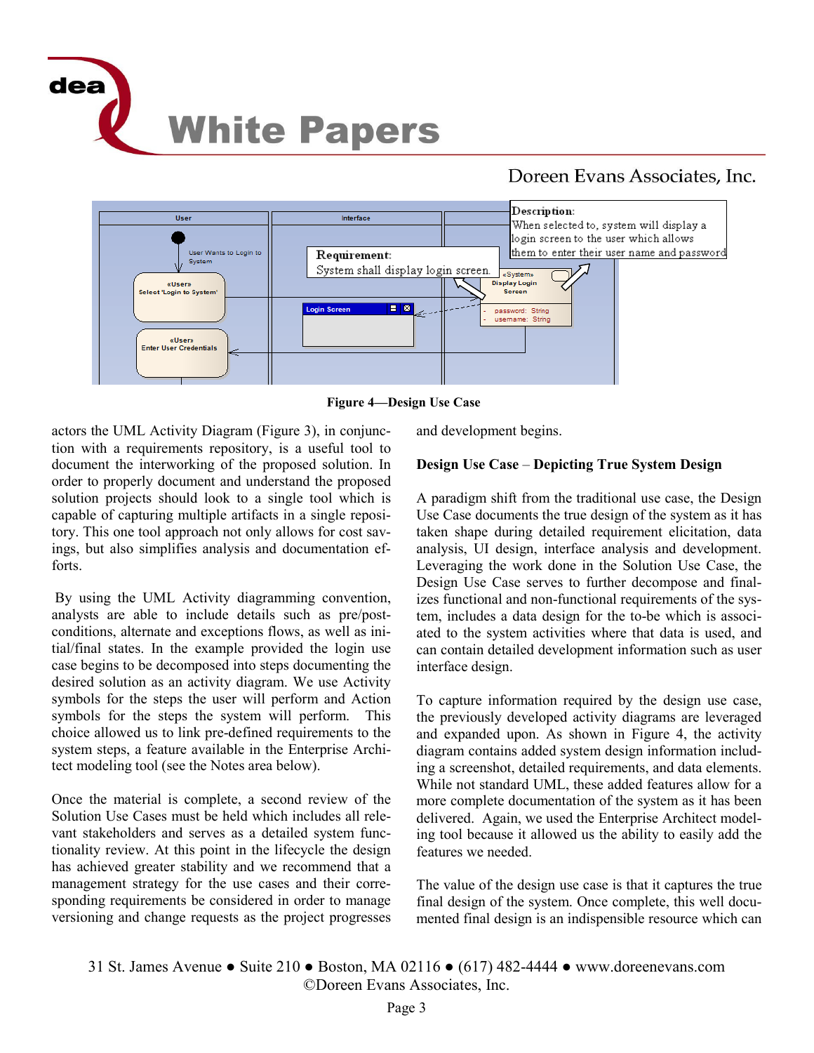Figure 4—Design Use Case

actors the UML Activity Diagram (Figure 3), in conjunction with a requirements repository, is a useful tool to document the interworking of the proposed solution. In order to properly document and understand the proposed solution projects should look to a single tool which is capable of capturing multiple artifacts in a single repository. This one tool approach not only allows for cost savings, but also simplifies analysis and documentation efforts.

By using the UML Activity diagramming convention, analysts are able to include details such as pre/post-conditions, alternate and exceptions flows, as well as initial/final states. In the example provided the login use case begins to be decomposed into steps documenting the desired solution as an activity diagram. We use Activity symbols for the steps the user will perform and Action symbols for the steps the system will perform. This choice allowed us to link pre-defined requirements to the system steps, a feature available in the Enterprise Architect modeling tool (see the Notes area below).

Once the material is complete, a second review of the Solution Use Cases must be held which includes all relevant stakeholders and serves as a detailed system functionality review. At this point in the lifecycle the design has achieved greater stability and we recommend that a management strategy for the use cases and their corresponding requirements be considered in order to manage versioning and change requests as the project progresses and development begins.

**Design Use Case – Depicting True System Design**

A paradigm shift from the traditional use case, the Design Use Case documents the true design of the system as it has taken shape during detailed requirement elicitation, data analysis, UI design, interface analysis and development. Leveraging the work done in the Solution Use Case, the Design Use Case serves to further decompose and finalizes functional and non-functional requirements of the system, includes a data design for the to-be which is associated to the system activities where that data is used, and can contain detailed development information such as user interface design.

To capture information required by the design use case, the previously developed activity diagrams are leveraged and expanded upon. As shown in Figure 4, the activity diagram contains added system design information including a screenshot, detailed requirements, and data elements. While not standard UML, these added features allow for a more complete documentation of the system as it has been delivered. Again, we used the Enterprise Architect modeling tool because it allowed us the ability to easily add the features we needed.

The value of the design use case is that it captures the true final design of the system. Once complete, this well documented final design is an indispensible resource which can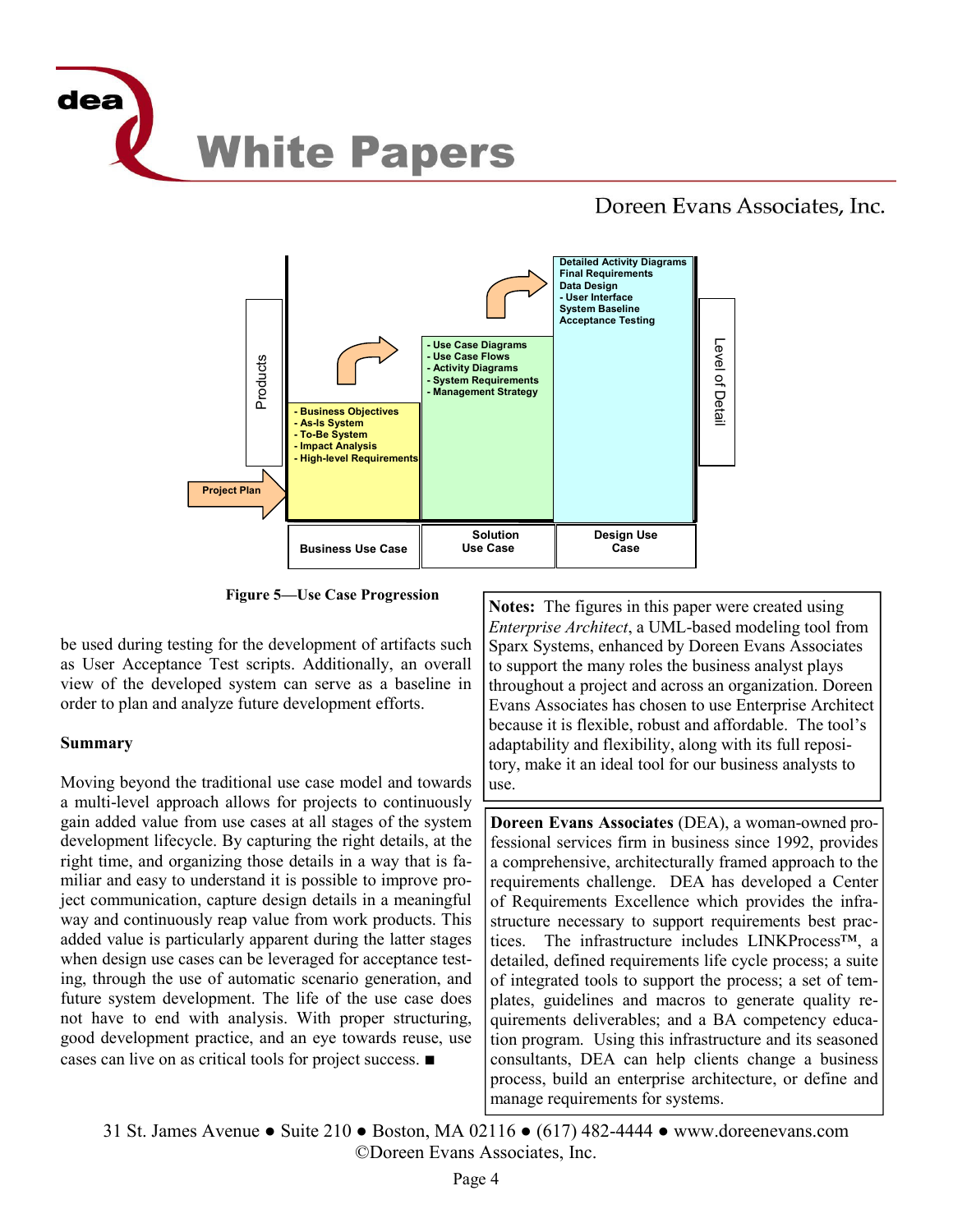Project Plan

Products

- Business Objectives
- As-Is System
- To-Be System
- Impact Analysis
- High-level Requirements

- Use Case Diagrams
- Use Case Flows
- Activity Diagrams
- System Requirements
- Management Strategy

Detailed Activity Diagrams
Final Requirements
Data Design
- User Interface
System Baseline
Acceptance Testing

Level of Detail

Business Use Case

Solution Use Case

Design Use Case

**Figure 5—Use Case Progression**

be used during testing for the development of artifacts such as User Acceptance Test scripts. Additionally, an overall view of the developed system can serve as a baseline in order to plan and analyze future development efforts.

**Summary**

Moving beyond the traditional use case model and towards a multi-level approach allows for projects to continuously gain added value from use cases at all stages of the system development lifecycle. By capturing the right details, at the right time, and organizing those details in a way that is familiar and easy to understand it is possible to improve project communication, capture design details in a meaningful way and continuously reap value from work products. This added value is particularly apparent during the latter stages when design use cases can be leveraged for acceptance testing, through the use of automatic scenario generation, and future system development. The life of the use case does not have to end with analysis. With proper structuring, good development practice, and an eye towards reuse, use cases can live on as critical tools for project success. ■

**Notes:** The figures in this paper were created using *Enterprise Architect*, a UML-based modeling tool from Sparx Systems, enhanced by Doreen Evans Associates to support the many roles the business analyst plays throughout a project and across an organization. Doreen Evans Associates has chosen to use Enterprise Architect because it is flexible, robust and affordable. The tool's adaptability and flexibility, along with its full repository, make it an ideal tool for our business analysts to use.

**Doreen Evans Associates** (DEA), a woman-owned professional services firm in business since 1992, provides a comprehensive, architecturally framed approach to the requirements challenge. DEA has developed a Center of Requirements Excellence which provides the infrastructure necessary to support requirements best practices. The infrastructure includes LINKProcess™, a detailed, defined requirements life cycle process; a suite of integrated tools to support the process; a set of templates, guidelines and macros to generate quality requirements deliverables; and a BA competency education program. Using this infrastructure and its seasoned consultants, DEA can help clients change a business process, build an enterprise architecture, or define and manage requirements for systems.